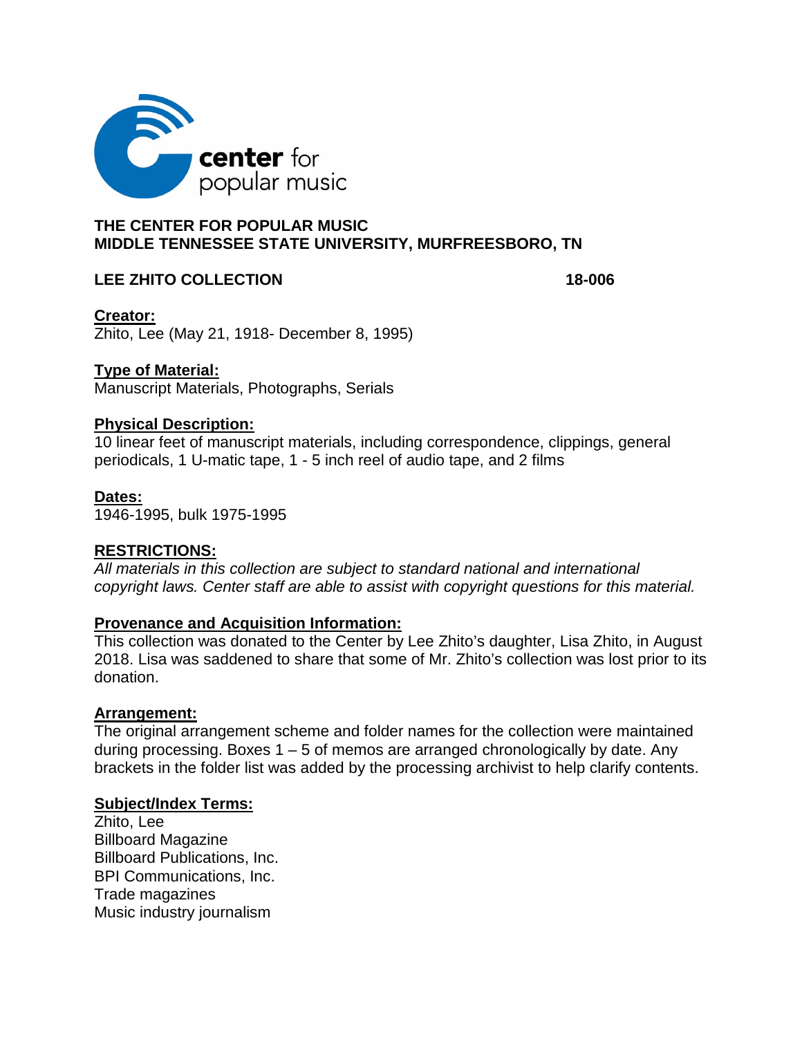center for popular music

**THE CENTER FOR POPULAR MUSIC**
**MIDDLE TENNESSEE STATE UNIVERSITY, MURFREESBORO, TN**

**LEE ZHITO COLLECTION** **18-006**

**Creator:**
Zhito, Lee (May 21, 1918- December 8, 1995)

**Type of Material:**
Manuscript Materials, Photographs, Serials

**Physical Description:**
10 linear feet of manuscript materials, including correspondence, clippings, general periodicals, 1 U-matic tape, 1 - 5 inch reel of audio tape, and 2 films

**Dates:**
1946-1995, bulk 1975-1995

**RESTRICTIONS:**
*All materials in this collection are subject to standard national and international copyright laws. Center staff are able to assist with copyright questions for this material.*

**Provenance and Acquisition Information:**
This collection was donated to the Center by Lee Zhito's daughter, Lisa Zhito, in August 2018. Lisa was saddened to share that some of Mr. Zhito's collection was lost prior to its donation.

**Arrangement:**
The original arrangement scheme and folder names for the collection were maintained during processing. Boxes 1 – 5 of memos are arranged chronologically by date. Any brackets in the folder list was added by the processing archivist to help clarify contents.

**Subject/Index Terms:**
Zhito, Lee
Billboard Magazine
Billboard Publications, Inc.
BPI Communications, Inc.
Trade magazines
Music industry journalism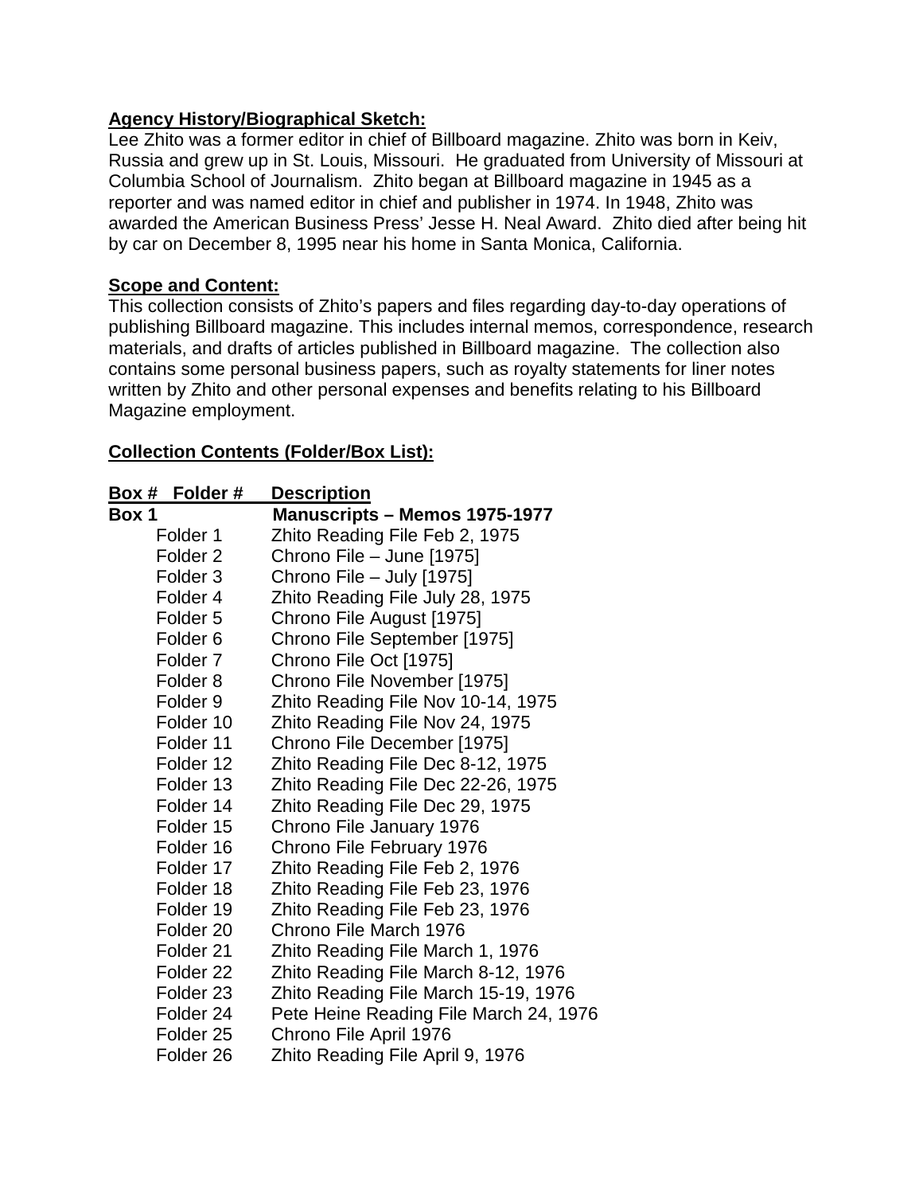**Agency History/Biographical Sketch:**

Lee Zhito was a former editor in chief of Billboard magazine. Zhito was born in Keiv, Russia and grew up in St. Louis, Missouri. He graduated from University of Missouri at Columbia School of Journalism. Zhito began at Billboard magazine in 1945 as a reporter and was named editor in chief and publisher in 1974. In 1948, Zhito was awarded the American Business Press' Jesse H. Neal Award. Zhito died after being hit by car on December 8, 1995 near his home in Santa Monica, California.

**Scope and Content:**

This collection consists of Zhito's papers and files regarding day-to-day operations of publishing Billboard magazine. This includes internal memos, correspondence, research materials, and drafts of articles published in Billboard magazine. The collection also contains some personal business papers, such as royalty statements for liner notes written by Zhito and other personal expenses and benefits relating to his Billboard Magazine employment.

**Collection Contents (Folder/Box List):**

| Box # | Folder # | Description |
|---|---|---|
| **Box 1** | | **Manuscripts – Memos 1975-1977** |
| | Folder 1 | Zhito Reading File Feb 2, 1975 |
| | Folder 2 | Chrono File – June [1975] |
| | Folder 3 | Chrono File – July [1975] |
| | Folder 4 | Zhito Reading File July 28, 1975 |
| | Folder 5 | Chrono File August [1975] |
| | Folder 6 | Chrono File September [1975] |
| | Folder 7 | Chrono File Oct [1975] |
| | Folder 8 | Chrono File November [1975] |
| | Folder 9 | Zhito Reading File Nov 10-14, 1975 |
| | Folder 10 | Zhito Reading File Nov 24, 1975 |
| | Folder 11 | Chrono File December [1975] |
| | Folder 12 | Zhito Reading File Dec 8-12, 1975 |
| | Folder 13 | Zhito Reading File Dec 22-26, 1975 |
| | Folder 14 | Zhito Reading File Dec 29, 1975 |
| | Folder 15 | Chrono File January 1976 |
| | Folder 16 | Chrono File February 1976 |
| | Folder 17 | Zhito Reading File Feb 2, 1976 |
| | Folder 18 | Zhito Reading File Feb 23, 1976 |
| | Folder 19 | Zhito Reading File Feb 23, 1976 |
| | Folder 20 | Chrono File March 1976 |
| | Folder 21 | Zhito Reading File March 1, 1976 |
| | Folder 22 | Zhito Reading File March 8-12, 1976 |
| | Folder 23 | Zhito Reading File March 15-19, 1976 |
| | Folder 24 | Pete Heine Reading File March 24, 1976 |
| | Folder 25 | Chrono File April 1976 |
| | Folder 26 | Zhito Reading File April 9, 1976 |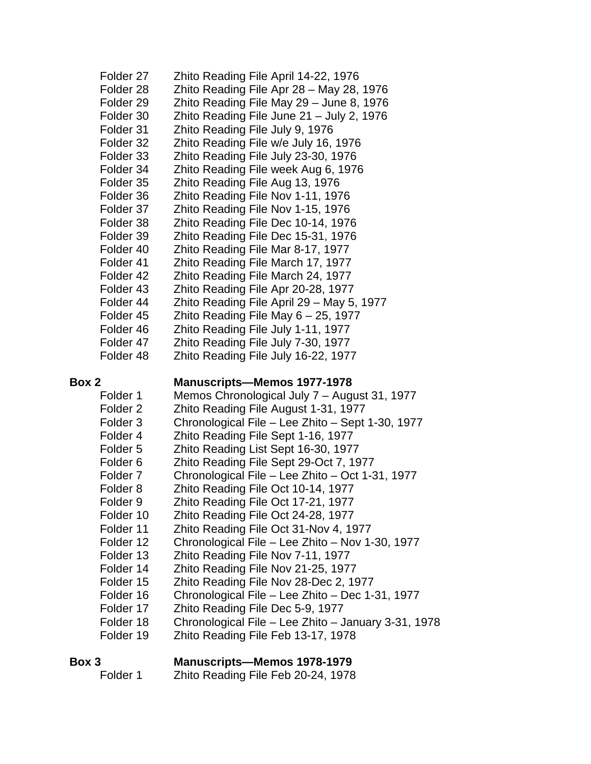Folder 27 Zhito Reading File April 14-22, 1976
Folder 28 Zhito Reading File Apr 28 – May 28, 1976
Folder 29 Zhito Reading File May 29 – June 8, 1976
Folder 30 Zhito Reading File June 21 – July 2, 1976
Folder 31 Zhito Reading File July 9, 1976
Folder 32 Zhito Reading File w/e July 16, 1976
Folder 33 Zhito Reading File July 23-30, 1976
Folder 34 Zhito Reading File week Aug 6, 1976
Folder 35 Zhito Reading File Aug 13, 1976
Folder 36 Zhito Reading File Nov 1-11, 1976
Folder 37 Zhito Reading File Nov 1-15, 1976
Folder 38 Zhito Reading File Dec 10-14, 1976
Folder 39 Zhito Reading File Dec 15-31, 1976
Folder 40 Zhito Reading File Mar 8-17, 1977
Folder 41 Zhito Reading File March 17, 1977
Folder 42 Zhito Reading File March 24, 1977
Folder 43 Zhito Reading File Apr 20-28, 1977
Folder 44 Zhito Reading File April 29 – May 5, 1977
Folder 45 Zhito Reading File May 6 – 25, 1977
Folder 46 Zhito Reading File July 1-11, 1977
Folder 47 Zhito Reading File July 7-30, 1977
Folder 48 Zhito Reading File July 16-22, 1977

**Box 2** **Manuscripts—Memos 1977-1978**

Folder 1 Memos Chronological July 7 – August 31, 1977
Folder 2 Zhito Reading File August 1-31, 1977
Folder 3 Chronological File – Lee Zhito – Sept 1-30, 1977
Folder 4 Zhito Reading File Sept 1-16, 1977
Folder 5 Zhito Reading List Sept 16-30, 1977
Folder 6 Zhito Reading File Sept 29-Oct 7, 1977
Folder 7 Chronological File – Lee Zhito – Oct 1-31, 1977
Folder 8 Zhito Reading File Oct 10-14, 1977
Folder 9 Zhito Reading File Oct 17-21, 1977
Folder 10 Zhito Reading File Oct 24-28, 1977
Folder 11 Zhito Reading File Oct 31-Nov 4, 1977
Folder 12 Chronological File – Lee Zhito – Nov 1-30, 1977
Folder 13 Zhito Reading File Nov 7-11, 1977
Folder 14 Zhito Reading File Nov 21-25, 1977
Folder 15 Zhito Reading File Nov 28-Dec 2, 1977
Folder 16 Chronological File – Lee Zhito – Dec 1-31, 1977
Folder 17 Zhito Reading File Dec 5-9, 1977
Folder 18 Chronological File – Lee Zhito – January 3-31, 1978
Folder 19 Zhito Reading File Feb 13-17, 1978

**Box 3** **Manuscripts—Memos 1978-1979**

Folder 1 Zhito Reading File Feb 20-24, 1978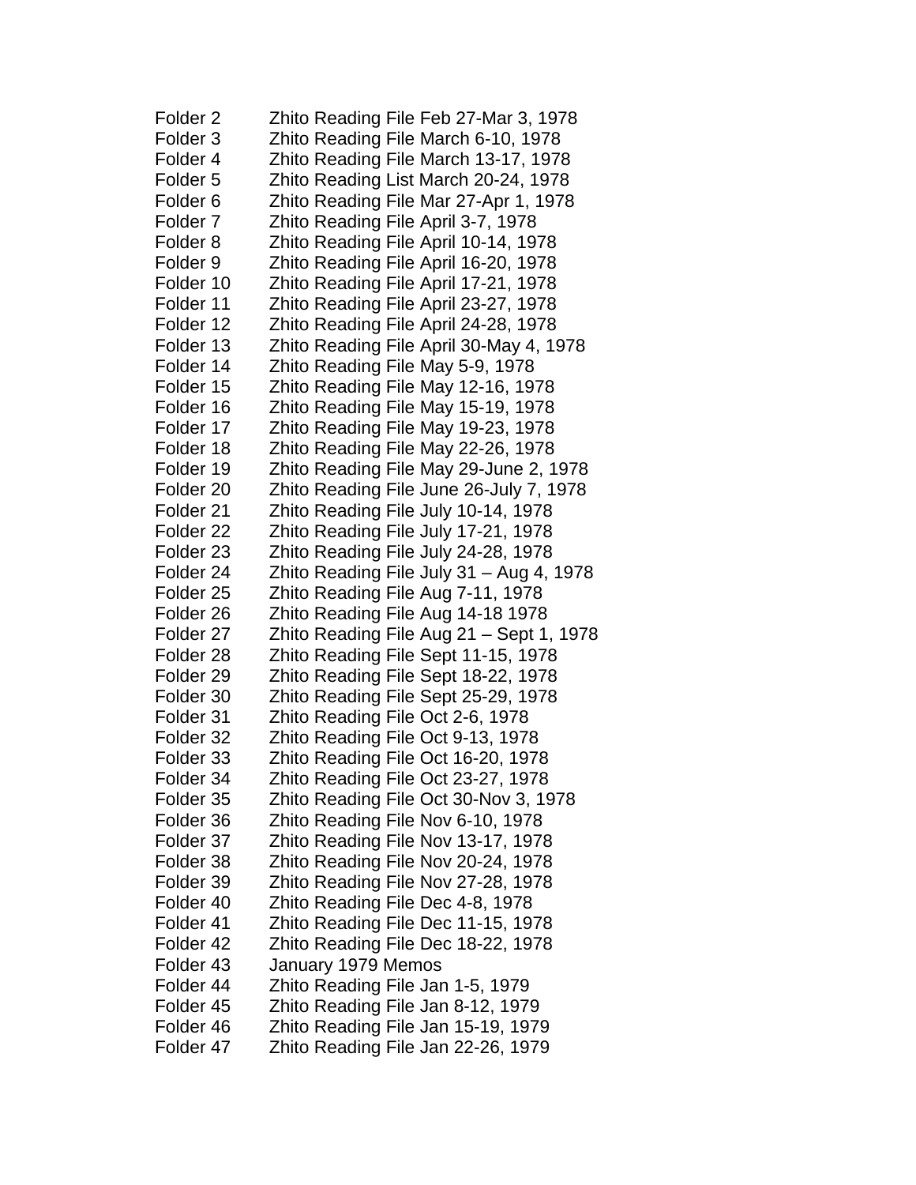| | |
|---|---|
| Folder 2 | Zhito Reading File Feb 27-Mar 3, 1978 |
| Folder 3 | Zhito Reading File March 6-10, 1978 |
| Folder 4 | Zhito Reading File March 13-17, 1978 |
| Folder 5 | Zhito Reading List March 20-24, 1978 |
| Folder 6 | Zhito Reading File Mar 27-Apr 1, 1978 |
| Folder 7 | Zhito Reading File April 3-7, 1978 |
| Folder 8 | Zhito Reading File April 10-14, 1978 |
| Folder 9 | Zhito Reading File April 16-20, 1978 |
| Folder 10 | Zhito Reading File April 17-21, 1978 |
| Folder 11 | Zhito Reading File April 23-27, 1978 |
| Folder 12 | Zhito Reading File April 24-28, 1978 |
| Folder 13 | Zhito Reading File April 30-May 4, 1978 |
| Folder 14 | Zhito Reading File May 5-9, 1978 |
| Folder 15 | Zhito Reading File May 12-16, 1978 |
| Folder 16 | Zhito Reading File May 15-19, 1978 |
| Folder 17 | Zhito Reading File May 19-23, 1978 |
| Folder 18 | Zhito Reading File May 22-26, 1978 |
| Folder 19 | Zhito Reading File May 29-June 2, 1978 |
| Folder 20 | Zhito Reading File June 26-July 7, 1978 |
| Folder 21 | Zhito Reading File July 10-14, 1978 |
| Folder 22 | Zhito Reading File July 17-21, 1978 |
| Folder 23 | Zhito Reading File July 24-28, 1978 |
| Folder 24 | Zhito Reading File July 31 – Aug 4, 1978 |
| Folder 25 | Zhito Reading File Aug 7-11, 1978 |
| Folder 26 | Zhito Reading File Aug 14-18 1978 |
| Folder 27 | Zhito Reading File Aug 21 – Sept 1, 1978 |
| Folder 28 | Zhito Reading File Sept 11-15, 1978 |
| Folder 29 | Zhito Reading File Sept 18-22, 1978 |
| Folder 30 | Zhito Reading File Sept 25-29, 1978 |
| Folder 31 | Zhito Reading File Oct 2-6, 1978 |
| Folder 32 | Zhito Reading File Oct 9-13, 1978 |
| Folder 33 | Zhito Reading File Oct 16-20, 1978 |
| Folder 34 | Zhito Reading File Oct 23-27, 1978 |
| Folder 35 | Zhito Reading File Oct 30-Nov 3, 1978 |
| Folder 36 | Zhito Reading File Nov 6-10, 1978 |
| Folder 37 | Zhito Reading File Nov 13-17, 1978 |
| Folder 38 | Zhito Reading File Nov 20-24, 1978 |
| Folder 39 | Zhito Reading File Nov 27-28, 1978 |
| Folder 40 | Zhito Reading File Dec 4-8, 1978 |
| Folder 41 | Zhito Reading File Dec 11-15, 1978 |
| Folder 42 | Zhito Reading File Dec 18-22, 1978 |
| Folder 43 | January 1979 Memos |
| Folder 44 | Zhito Reading File Jan 1-5, 1979 |
| Folder 45 | Zhito Reading File Jan 8-12, 1979 |
| Folder 46 | Zhito Reading File Jan 15-19, 1979 |
| Folder 47 | Zhito Reading File Jan 22-26, 1979 |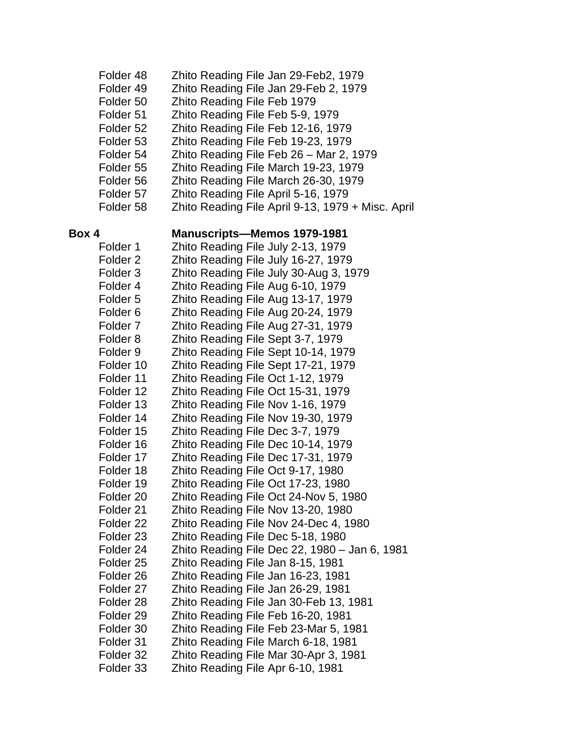Folder 48 Zhito Reading File Jan 29-Feb2, 1979
Folder 49 Zhito Reading File Jan 29-Feb 2, 1979
Folder 50 Zhito Reading File Feb 1979
Folder 51 Zhito Reading File Feb 5-9, 1979
Folder 52 Zhito Reading File Feb 12-16, 1979
Folder 53 Zhito Reading File Feb 19-23, 1979
Folder 54 Zhito Reading File Feb 26 – Mar 2, 1979
Folder 55 Zhito Reading File March 19-23, 1979
Folder 56 Zhito Reading File March 26-30, 1979
Folder 57 Zhito Reading File April 5-16, 1979
Folder 58 Zhito Reading File April 9-13, 1979 + Misc. April

**Box 4 Manuscripts—Memos 1979-1981**

Folder 1 Zhito Reading File July 2-13, 1979
Folder 2 Zhito Reading File July 16-27, 1979
Folder 3 Zhito Reading File July 30-Aug 3, 1979
Folder 4 Zhito Reading File Aug 6-10, 1979
Folder 5 Zhito Reading File Aug 13-17, 1979
Folder 6 Zhito Reading File Aug 20-24, 1979
Folder 7 Zhito Reading File Aug 27-31, 1979
Folder 8 Zhito Reading File Sept 3-7, 1979
Folder 9 Zhito Reading File Sept 10-14, 1979
Folder 10 Zhito Reading File Sept 17-21, 1979
Folder 11 Zhito Reading File Oct 1-12, 1979
Folder 12 Zhito Reading File Oct 15-31, 1979
Folder 13 Zhito Reading File Nov 1-16, 1979
Folder 14 Zhito Reading File Nov 19-30, 1979
Folder 15 Zhito Reading File Dec 3-7, 1979
Folder 16 Zhito Reading File Dec 10-14, 1979
Folder 17 Zhito Reading File Dec 17-31, 1979
Folder 18 Zhito Reading File Oct 9-17, 1980
Folder 19 Zhito Reading File Oct 17-23, 1980
Folder 20 Zhito Reading File Oct 24-Nov 5, 1980
Folder 21 Zhito Reading File Nov 13-20, 1980
Folder 22 Zhito Reading File Nov 24-Dec 4, 1980
Folder 23 Zhito Reading File Dec 5-18, 1980
Folder 24 Zhito Reading File Dec 22, 1980 – Jan 6, 1981
Folder 25 Zhito Reading File Jan 8-15, 1981
Folder 26 Zhito Reading File Jan 16-23, 1981
Folder 27 Zhito Reading File Jan 26-29, 1981
Folder 28 Zhito Reading File Jan 30-Feb 13, 1981
Folder 29 Zhito Reading File Feb 16-20, 1981
Folder 30 Zhito Reading File Feb 23-Mar 5, 1981
Folder 31 Zhito Reading File March 6-18, 1981
Folder 32 Zhito Reading File Mar 30-Apr 3, 1981
Folder 33 Zhito Reading File Apr 6-10, 1981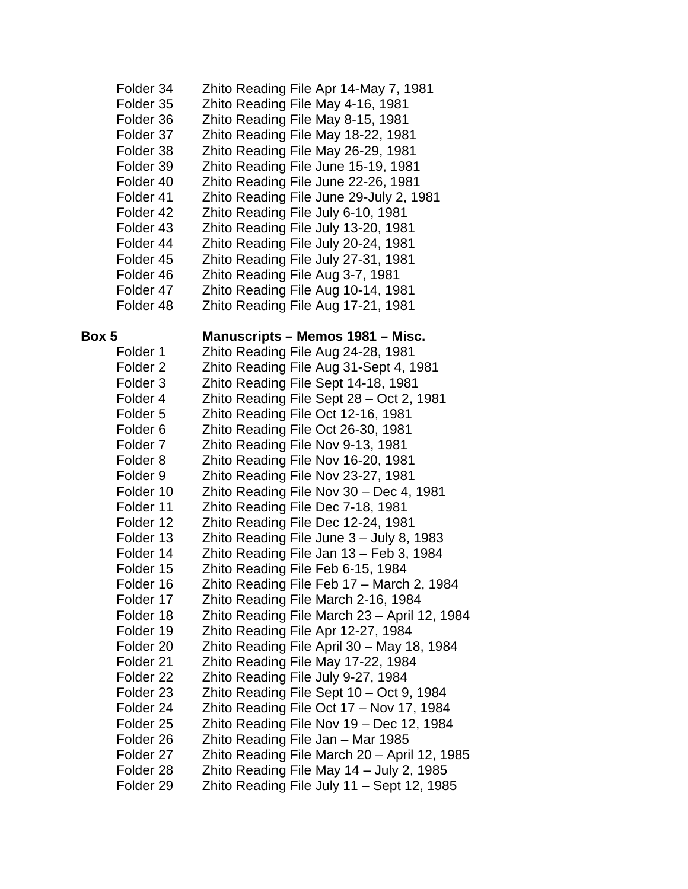Folder 34 Zhito Reading File Apr 14-May 7, 1981
Folder 35 Zhito Reading File May 4-16, 1981
Folder 36 Zhito Reading File May 8-15, 1981
Folder 37 Zhito Reading File May 18-22, 1981
Folder 38 Zhito Reading File May 26-29, 1981
Folder 39 Zhito Reading File June 15-19, 1981
Folder 40 Zhito Reading File June 22-26, 1981
Folder 41 Zhito Reading File June 29-July 2, 1981
Folder 42 Zhito Reading File July 6-10, 1981
Folder 43 Zhito Reading File July 13-20, 1981
Folder 44 Zhito Reading File July 20-24, 1981
Folder 45 Zhito Reading File July 27-31, 1981
Folder 46 Zhito Reading File Aug 3-7, 1981
Folder 47 Zhito Reading File Aug 10-14, 1981
Folder 48 Zhito Reading File Aug 17-21, 1981

**Box 5 Manuscripts – Memos 1981 – Misc.**

Folder 1 Zhito Reading File Aug 24-28, 1981
Folder 2 Zhito Reading File Aug 31-Sept 4, 1981
Folder 3 Zhito Reading File Sept 14-18, 1981
Folder 4 Zhito Reading File Sept 28 – Oct 2, 1981
Folder 5 Zhito Reading File Oct 12-16, 1981
Folder 6 Zhito Reading File Oct 26-30, 1981
Folder 7 Zhito Reading File Nov 9-13, 1981
Folder 8 Zhito Reading File Nov 16-20, 1981
Folder 9 Zhito Reading File Nov 23-27, 1981
Folder 10 Zhito Reading File Nov 30 – Dec 4, 1981
Folder 11 Zhito Reading File Dec 7-18, 1981
Folder 12 Zhito Reading File Dec 12-24, 1981
Folder 13 Zhito Reading File June 3 – July 8, 1983
Folder 14 Zhito Reading File Jan 13 – Feb 3, 1984
Folder 15 Zhito Reading File Feb 6-15, 1984
Folder 16 Zhito Reading File Feb 17 – March 2, 1984
Folder 17 Zhito Reading File March 2-16, 1984
Folder 18 Zhito Reading File March 23 – April 12, 1984
Folder 19 Zhito Reading File Apr 12-27, 1984
Folder 20 Zhito Reading File April 30 – May 18, 1984
Folder 21 Zhito Reading File May 17-22, 1984
Folder 22 Zhito Reading File July 9-27, 1984
Folder 23 Zhito Reading File Sept 10 – Oct 9, 1984
Folder 24 Zhito Reading File Oct 17 – Nov 17, 1984
Folder 25 Zhito Reading File Nov 19 – Dec 12, 1984
Folder 26 Zhito Reading File Jan – Mar 1985
Folder 27 Zhito Reading File March 20 – April 12, 1985
Folder 28 Zhito Reading File May 14 – July 2, 1985
Folder 29 Zhito Reading File July 11 – Sept 12, 1985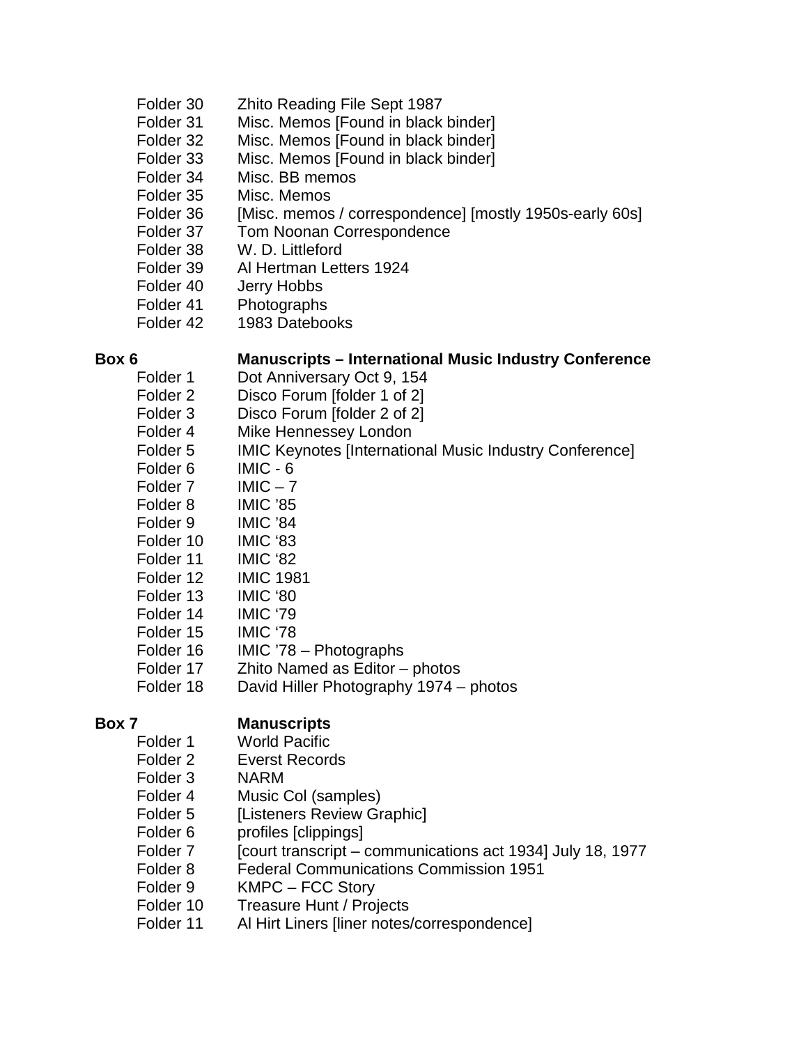Folder 30 Zhito Reading File Sept 1987
Folder 31 Misc. Memos [Found in black binder]
Folder 32 Misc. Memos [Found in black binder]
Folder 33 Misc. Memos [Found in black binder]
Folder 34 Misc. BB memos
Folder 35 Misc. Memos
Folder 36 [Misc. memos / correspondence] [mostly 1950s-early 60s]
Folder 37 Tom Noonan Correspondence
Folder 38 W. D. Littleford
Folder 39 Al Hertman Letters 1924
Folder 40 Jerry Hobbs
Folder 41 Photographs
Folder 42 1983 Datebooks

**Box 6 Manuscripts – International Music Industry Conference**

Folder 1 Dot Anniversary Oct 9, 154
Folder 2 Disco Forum [folder 1 of 2]
Folder 3 Disco Forum [folder 2 of 2]
Folder 4 Mike Hennessey London
Folder 5 IMIC Keynotes [International Music Industry Conference]
Folder 6 IMIC - 6
Folder 7 IMIC – 7
Folder 8 IMIC '85
Folder 9 IMIC '84
Folder 10 IMIC '83
Folder 11 IMIC '82
Folder 12 IMIC 1981
Folder 13 IMIC '80
Folder 14 IMIC '79
Folder 15 IMIC '78
Folder 16 IMIC '78 – Photographs
Folder 17 Zhito Named as Editor – photos
Folder 18 David Hiller Photography 1974 – photos

**Box 7 Manuscripts**

Folder 1 World Pacific
Folder 2 Everst Records
Folder 3 NARM
Folder 4 Music Col (samples)
Folder 5 [Listeners Review Graphic]
Folder 6 profiles [clippings]
Folder 7 [court transcript – communications act 1934] July 18, 1977
Folder 8 Federal Communications Commission 1951
Folder 9 KMPC – FCC Story
Folder 10 Treasure Hunt / Projects
Folder 11 Al Hirt Liners [liner notes/correspondence]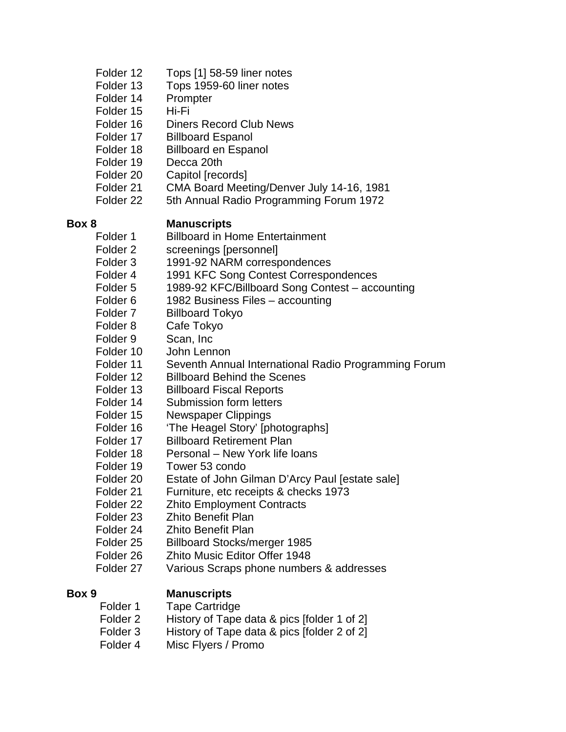Folder 12 Tops [1] 58-59 liner notes
Folder 13 Tops 1959-60 liner notes
Folder 14 Prompter
Folder 15 Hi-Fi
Folder 16 Diners Record Club News
Folder 17 Billboard Espanol
Folder 18 Billboard en Espanol
Folder 19 Decca 20th
Folder 20 Capitol [records]
Folder 21 CMA Board Meeting/Denver July 14-16, 1981
Folder 22 5th Annual Radio Programming Forum 1972

**Box 8** **Manuscripts**

Folder 1 Billboard in Home Entertainment
Folder 2 screenings [personnel]
Folder 3 1991-92 NARM correspondences
Folder 4 1991 KFC Song Contest Correspondences
Folder 5 1989-92 KFC/Billboard Song Contest – accounting
Folder 6 1982 Business Files – accounting
Folder 7 Billboard Tokyo
Folder 8 Cafe Tokyo
Folder 9 Scan, Inc
Folder 10 John Lennon
Folder 11 Seventh Annual International Radio Programming Forum
Folder 12 Billboard Behind the Scenes
Folder 13 Billboard Fiscal Reports
Folder 14 Submission form letters
Folder 15 Newspaper Clippings
Folder 16 'The Heagel Story' [photographs]
Folder 17 Billboard Retirement Plan
Folder 18 Personal – New York life loans
Folder 19 Tower 53 condo
Folder 20 Estate of John Gilman D'Arcy Paul [estate sale]
Folder 21 Furniture, etc receipts & checks 1973
Folder 22 Zhito Employment Contracts
Folder 23 Zhito Benefit Plan
Folder 24 Zhito Benefit Plan
Folder 25 Billboard Stocks/merger 1985
Folder 26 Zhito Music Editor Offer 1948
Folder 27 Various Scraps phone numbers & addresses

**Box 9** **Manuscripts**

Folder 1 Tape Cartridge
Folder 2 History of Tape data & pics [folder 1 of 2]
Folder 3 History of Tape data & pics [folder 2 of 2]
Folder 4 Misc Flyers / Promo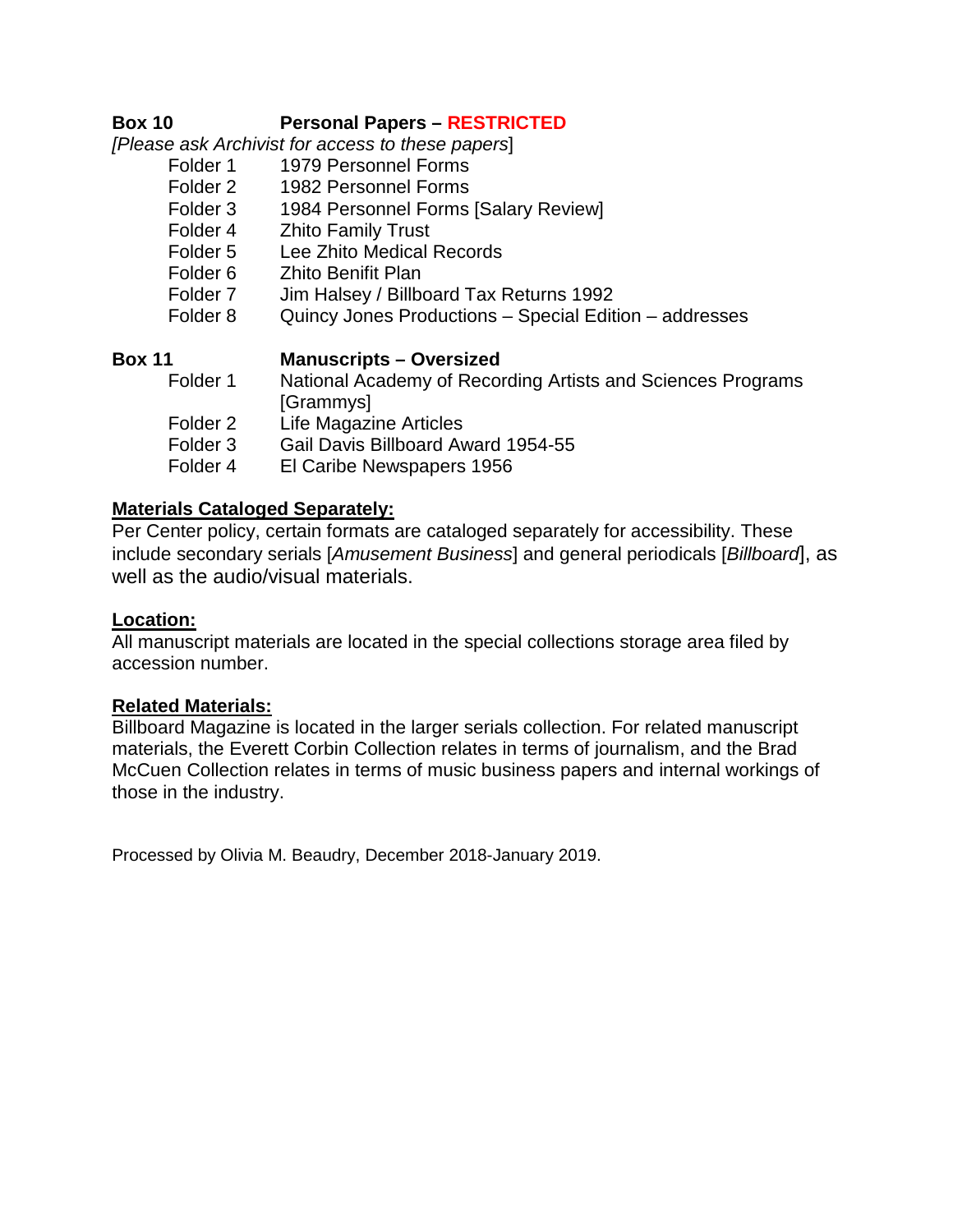**Box 10** **Personal Papers – RESTRICTED**

*[Please ask Archivist for access to these papers]*

- Folder 1 1979 Personnel Forms
- Folder 2 1982 Personnel Forms
- Folder 3 1984 Personnel Forms [Salary Review]
- Folder 4 Zhito Family Trust
- Folder 5 Lee Zhito Medical Records
- Folder 6 Zhito Benifit Plan
- Folder 7 Jim Halsey / Billboard Tax Returns 1992
- Folder 8 Quincy Jones Productions – Special Edition – addresses

**Box 11** **Manuscripts – Oversized**

- Folder 1 National Academy of Recording Artists and Sciences Programs [Grammys]
- Folder 2 Life Magazine Articles
- Folder 3 Gail Davis Billboard Award 1954-55
- Folder 4 El Caribe Newspapers 1956

**Materials Cataloged Separately:**

Per Center policy, certain formats are cataloged separately for accessibility. These include secondary serials [*Amusement Business*] and general periodicals [*Billboard*], as well as the audio/visual materials.

**Location:**

All manuscript materials are located in the special collections storage area filed by accession number.

**Related Materials:**

Billboard Magazine is located in the larger serials collection. For related manuscript materials, the Everett Corbin Collection relates in terms of journalism, and the Brad McCuen Collection relates in terms of music business papers and internal workings of those in the industry.

Processed by Olivia M. Beaudry, December 2018-January 2019.